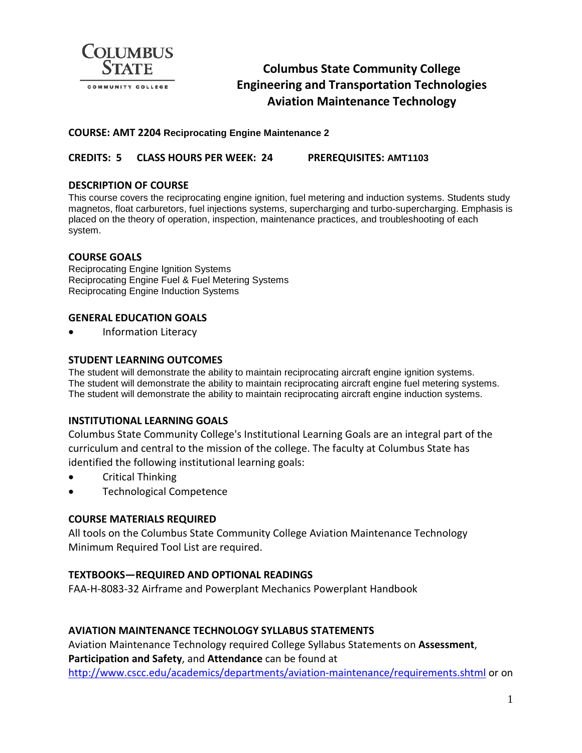# Columbus State Community College
# Engineering and Transportation Technologies
# Aviation Maintenance Technology

**COURSE: AMT 2204 Reciprocating Engine Maintenance 2**

**CREDITS: 5  CLASS HOURS PER WEEK: 24  PREREQUISITES: AMT1103**

## DESCRIPTION OF COURSE

This course covers the reciprocating engine ignition, fuel metering and induction systems. Students study magnetos, float carburetors, fuel injections systems, supercharging and turbo-supercharging. Emphasis is placed on the theory of operation, inspection, maintenance practices, and troubleshooting of each system.

## COURSE GOALS

Reciprocating Engine Ignition Systems
Reciprocating Engine Fuel & Fuel Metering Systems
Reciprocating Engine Induction Systems

## GENERAL EDUCATION GOALS

- Information Literacy

## STUDENT LEARNING OUTCOMES

The student will demonstrate the ability to maintain reciprocating aircraft engine ignition systems.
The student will demonstrate the ability to maintain reciprocating aircraft engine fuel metering systems.
The student will demonstrate the ability to maintain reciprocating aircraft engine induction systems.

## INSTITUTIONAL LEARNING GOALS

Columbus State Community College's Institutional Learning Goals are an integral part of the curriculum and central to the mission of the college. The faculty at Columbus State has identified the following institutional learning goals:

- Critical Thinking
- Technological Competence

## COURSE MATERIALS REQUIRED

All tools on the Columbus State Community College Aviation Maintenance Technology Minimum Required Tool List are required.

## TEXTBOOKS—REQUIRED AND OPTIONAL READINGS

FAA-H-8083-32 Airframe and Powerplant Mechanics Powerplant Handbook

## AVIATION MAINTENANCE TECHNOLOGY SYLLABUS STATEMENTS

Aviation Maintenance Technology required College Syllabus Statements on **Assessment**, **Participation and Safety**, and **Attendance** can be found at http://www.cscc.edu/academics/departments/aviation-maintenance/requirements.shtml or on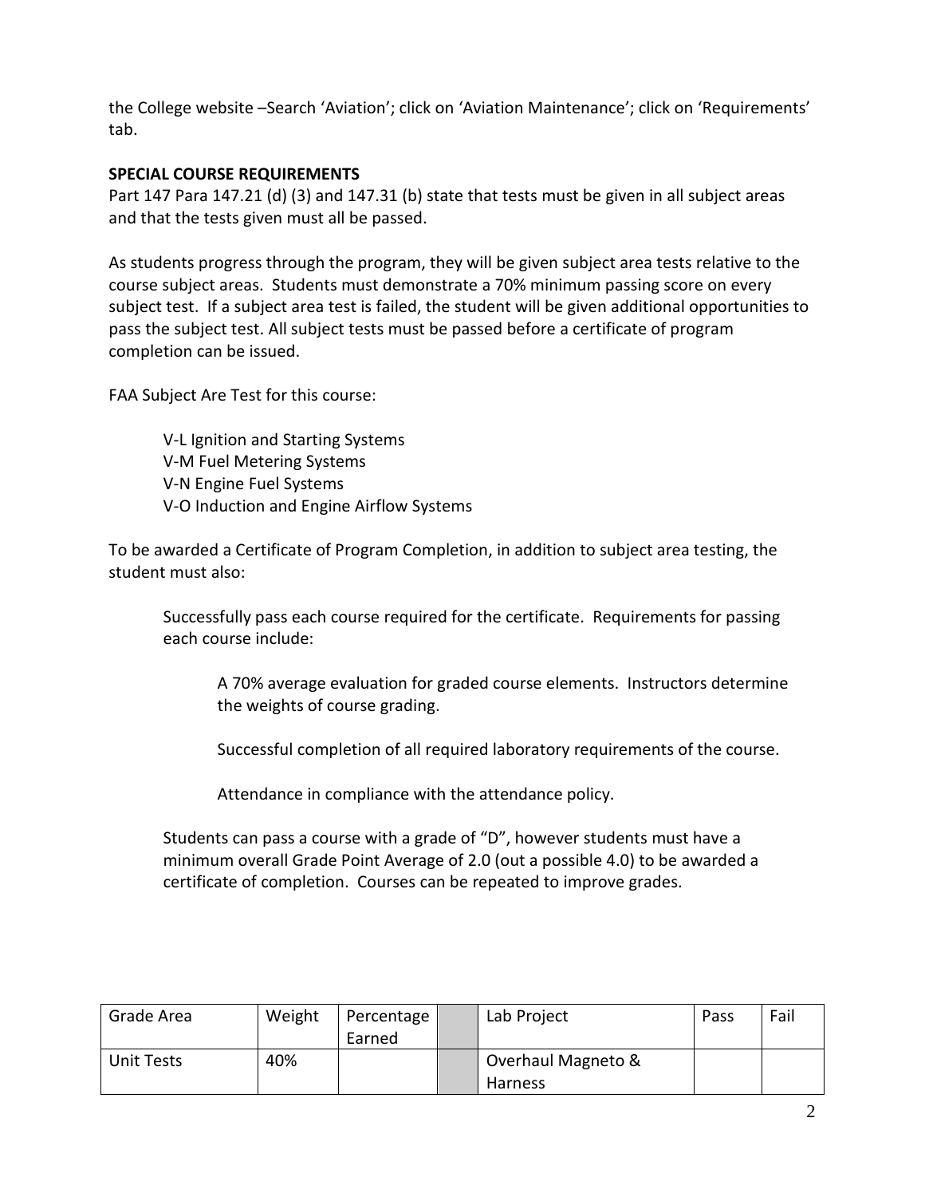the College website –Search 'Aviation'; click on 'Aviation Maintenance'; click on 'Requirements' tab.

**SPECIAL COURSE REQUIREMENTS**

Part 147 Para 147.21 (d) (3) and 147.31 (b) state that tests must be given in all subject areas and that the tests given must all be passed.

As students progress through the program, they will be given subject area tests relative to the course subject areas. Students must demonstrate a 70% minimum passing score on every subject test. If a subject area test is failed, the student will be given additional opportunities to pass the subject test. All subject tests must be passed before a certificate of program completion can be issued.

FAA Subject Are Test for this course:

V-L Ignition and Starting Systems
V-M Fuel Metering Systems
V-N Engine Fuel Systems
V-O Induction and Engine Airflow Systems

To be awarded a Certificate of Program Completion, in addition to subject area testing, the student must also:

Successfully pass each course required for the certificate. Requirements for passing each course include:

A 70% average evaluation for graded course elements. Instructors determine the weights of course grading.

Successful completion of all required laboratory requirements of the course.

Attendance in compliance with the attendance policy.

Students can pass a course with a grade of "D", however students must have a minimum overall Grade Point Average of 2.0 (out a possible 4.0) to be awarded a certificate of completion. Courses can be repeated to improve grades.

| Grade Area | Weight | Percentage Earned | | Lab Project | Pass | Fail |
|---|---|---|---|---|---|---|
| Unit Tests | 40% | | | Overhaul Magneto & Harness | | |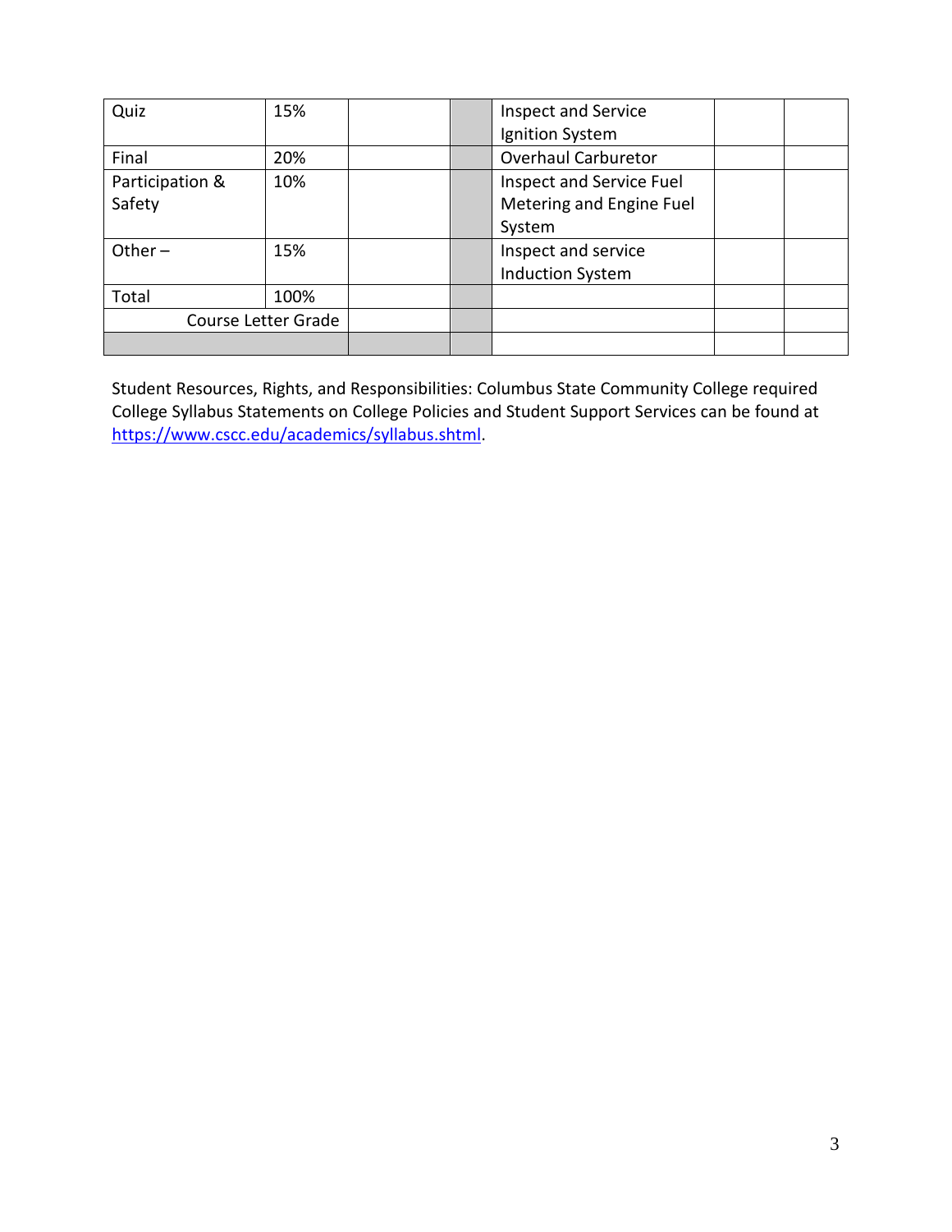| Quiz | 15% | | | Inspect and Service Ignition System | | |
|---|---|---|---|---|---|---|
| Final | 20% | | | Overhaul Carburetor | | |
| Participation & Safety | 10% | | | Inspect and Service Fuel Metering and Engine Fuel System | | |
| Other – | 15% | | | Inspect and service Induction System | | |
| Total | 100% | | | | | |
| Course Letter Grade | | | | | | |
| | | | | | | |

Student Resources, Rights, and Responsibilities: Columbus State Community College required College Syllabus Statements on College Policies and Student Support Services can be found at https://www.cscc.edu/academics/syllabus.shtml.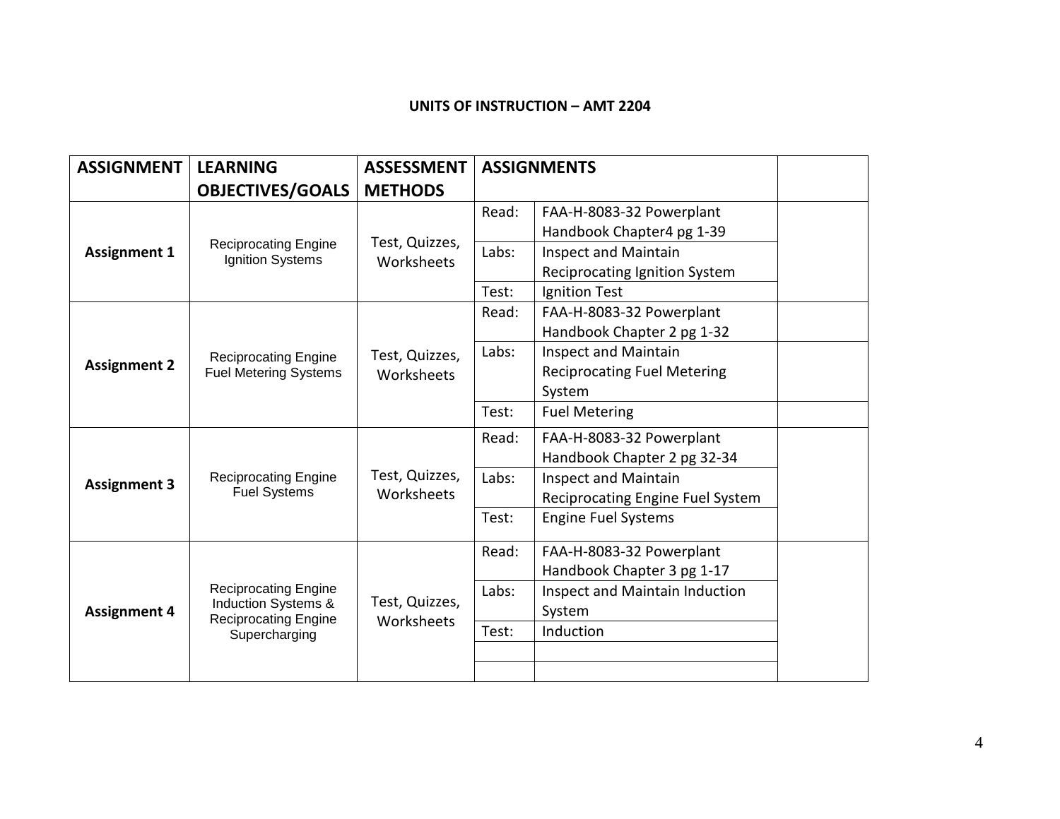**UNITS OF INSTRUCTION – AMT 2204**

| ASSIGNMENT | LEARNING OBJECTIVES/GOALS | ASSESSMENT METHODS | ASSIGNMENTS | | |
|---|---|---|---|---|---|
| **Assignment 1** | Reciprocating Engine Ignition Systems | Test, Quizzes, Worksheets | Read: | FAA-H-8083-32 Powerplant Handbook Chapter4 pg 1-39 | |
| | | | Labs: | Inspect and Maintain Reciprocating Ignition System | |
| | | | Test: | Ignition Test | |
| **Assignment 2** | Reciprocating Engine Fuel Metering Systems | Test, Quizzes, Worksheets | Read: | FAA-H-8083-32 Powerplant Handbook Chapter 2 pg 1-32 | |
| | | | Labs: | Inspect and Maintain Reciprocating Fuel Metering System | |
| | | | Test: | Fuel Metering | |
| **Assignment 3** | Reciprocating Engine Fuel Systems | Test, Quizzes, Worksheets | Read: | FAA-H-8083-32 Powerplant Handbook Chapter 2 pg 32-34 | |
| | | | Labs: | Inspect and Maintain Reciprocating Engine Fuel System | |
| | | | Test: | Engine Fuel Systems | |
| **Assignment 4** | Reciprocating Engine Induction Systems & Reciprocating Engine Supercharging | Test, Quizzes, Worksheets | Read: | FAA-H-8083-32 Powerplant Handbook Chapter 3 pg 1-17 | |
| | | | Labs: | Inspect and Maintain Induction System | |
| | | | Test: | Induction | |
| | | | | | |
| | | | | | |